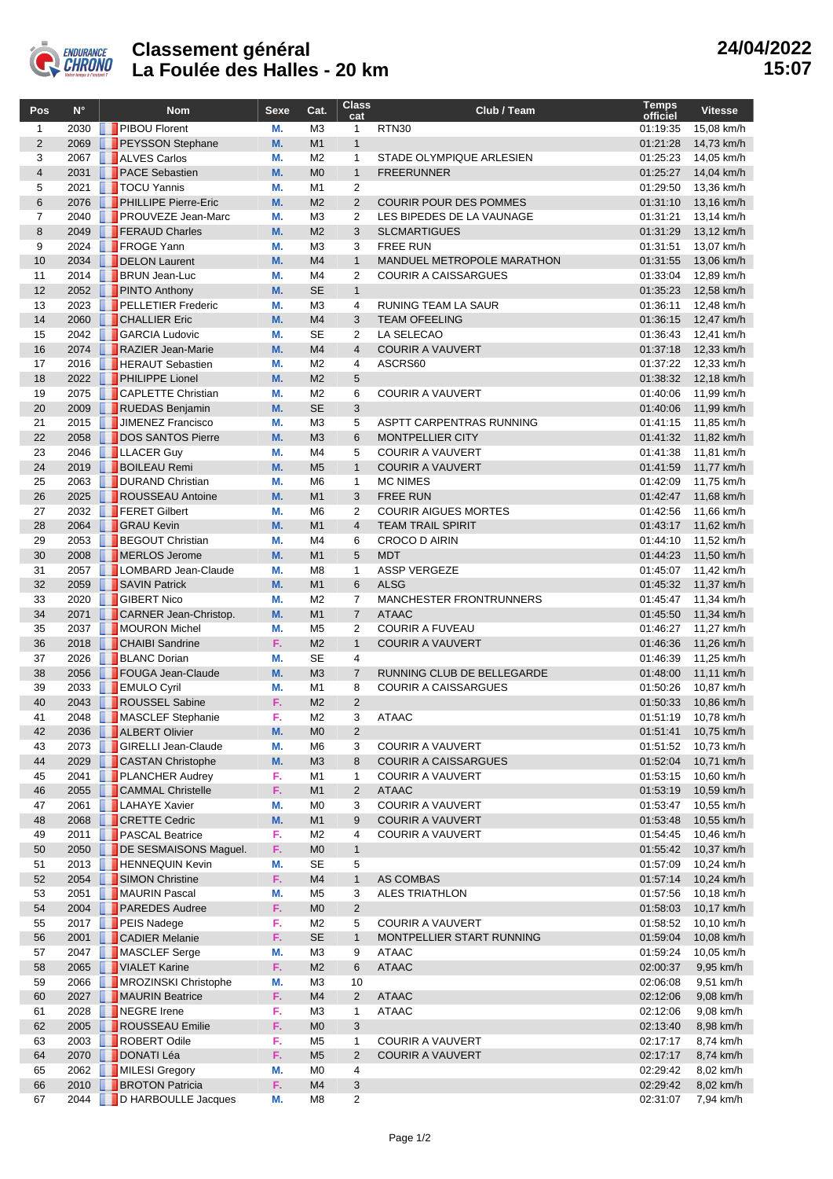# Classement général
## La Foulée des Halles - 20 km

**24/04/2022 15:07**

| Pos | N° | Nom | Sexe | Cat. | Class cat | Club / Team | Temps officiel | Vitesse |
|---|---|---|---|---|---|---|---|---|
| 1 | 2030 | PIBOU Florent | M. | M3 | 1 | RTN30 | 01:19:35 | 15,08 km/h |
| 2 | 2069 | PEYSSON Stephane | M. | M1 | 1 | | 01:21:28 | 14,73 km/h |
| 3 | 2067 | ALVES Carlos | M. | M2 | 1 | STADE OLYMPIQUE ARLESIEN | 01:25:23 | 14,05 km/h |
| 4 | 2031 | PACE Sebastien | M. | M0 | 1 | FREERUNNER | 01:25:27 | 14,04 km/h |
| 5 | 2021 | TOCU Yannis | M. | M1 | 2 | | 01:29:50 | 13,36 km/h |
| 6 | 2076 | PHILLIPE Pierre-Eric | M. | M2 | 2 | COURIR POUR DES POMMES | 01:31:10 | 13,16 km/h |
| 7 | 2040 | PROUVEZE Jean-Marc | M. | M3 | 2 | LES BIPEDES DE LA VAUNAGE | 01:31:21 | 13,14 km/h |
| 8 | 2049 | FERAUD Charles | M. | M2 | 3 | SLCMARTIGUES | 01:31:29 | 13,12 km/h |
| 9 | 2024 | FROGE Yann | M. | M3 | 3 | FREE RUN | 01:31:51 | 13,07 km/h |
| 10 | 2034 | DELON Laurent | M. | M4 | 1 | MANDUEL METROPOLE MARATHON | 01:31:55 | 13,06 km/h |
| 11 | 2014 | BRUN Jean-Luc | M. | M4 | 2 | COURIR A CAISSARGUES | 01:33:04 | 12,89 km/h |
| 12 | 2052 | PINTO Anthony | M. | SE | 1 | | 01:35:23 | 12,58 km/h |
| 13 | 2023 | PELLETIER Frederic | M. | M3 | 4 | RUNING TEAM LA SAUR | 01:36:11 | 12,48 km/h |
| 14 | 2060 | CHALLIER Eric | M. | M4 | 3 | TEAM OFEELING | 01:36:15 | 12,47 km/h |
| 15 | 2042 | GARCIA Ludovic | M. | SE | 2 | LA SELECAO | 01:36:43 | 12,41 km/h |
| 16 | 2074 | RAZIER Jean-Marie | M. | M4 | 4 | COURIR A VAUVERT | 01:37:18 | 12,33 km/h |
| 17 | 2016 | HERAUT Sebastien | M. | M2 | 4 | ASCRS60 | 01:37:22 | 12,33 km/h |
| 18 | 2022 | PHILIPPE Lionel | M. | M2 | 5 | | 01:38:32 | 12,18 km/h |
| 19 | 2075 | CAPLETTE Christian | M. | M2 | 6 | COURIR A VAUVERT | 01:40:06 | 11,99 km/h |
| 20 | 2009 | RUEDAS Benjamin | M. | SE | 3 | | 01:40:06 | 11,99 km/h |
| 21 | 2015 | JIMENEZ Francisco | M. | M3 | 5 | ASPTT CARPENTRAS RUNNING | 01:41:15 | 11,85 km/h |
| 22 | 2058 | DOS SANTOS Pierre | M. | M3 | 6 | MONTPELLIER CITY | 01:41:32 | 11,82 km/h |
| 23 | 2046 | LLACER Guy | M. | M4 | 5 | COURIR A VAUVERT | 01:41:38 | 11,81 km/h |
| 24 | 2019 | BOILEAU Remi | M. | M5 | 1 | COURIR A VAUVERT | 01:41:59 | 11,77 km/h |
| 25 | 2063 | DURAND Christian | M. | M6 | 1 | MC NIMES | 01:42:09 | 11,75 km/h |
| 26 | 2025 | ROUSSEAU Antoine | M. | M1 | 3 | FREE RUN | 01:42:47 | 11,68 km/h |
| 27 | 2032 | FERET Gilbert | M. | M6 | 2 | COURIR AIGUES MORTES | 01:42:56 | 11,66 km/h |
| 28 | 2064 | GRAU Kevin | M. | M1 | 4 | TEAM TRAIL SPIRIT | 01:43:17 | 11,62 km/h |
| 29 | 2053 | BEGOUT Christian | M. | M4 | 6 | CROCO D AIRIN | 01:44:10 | 11,52 km/h |
| 30 | 2008 | MERLOS Jerome | M. | M1 | 5 | MDT | 01:44:23 | 11,50 km/h |
| 31 | 2057 | LOMBARD Jean-Claude | M. | M8 | 1 | ASSP VERGEZE | 01:45:07 | 11,42 km/h |
| 32 | 2059 | SAVIN Patrick | M. | M1 | 6 | ALSG | 01:45:32 | 11,37 km/h |
| 33 | 2020 | GIBERT Nico | M. | M2 | 7 | MANCHESTER FRONTRUNNERS | 01:45:47 | 11,34 km/h |
| 34 | 2071 | CARNER Jean-Christop. | M. | M1 | 7 | ATAAC | 01:45:50 | 11,34 km/h |
| 35 | 2037 | MOURON Michel | M. | M5 | 2 | COURIR A FUVEAU | 01:46:27 | 11,27 km/h |
| 36 | 2018 | CHAIBI Sandrine | F. | M2 | 1 | COURIR A VAUVERT | 01:46:36 | 11,26 km/h |
| 37 | 2026 | BLANC Dorian | M. | SE | 4 | | 01:46:39 | 11,25 km/h |
| 38 | 2056 | FOUGA Jean-Claude | M. | M3 | 7 | RUNNING CLUB DE BELLEGARDE | 01:48:00 | 11,11 km/h |
| 39 | 2033 | EMULO Cyril | M. | M1 | 8 | COURIR A CAISSARGUES | 01:50:26 | 10,87 km/h |
| 40 | 2043 | ROUSSEL Sabine | F. | M2 | 2 | | 01:50:33 | 10,86 km/h |
| 41 | 2048 | MASCLEF Stephanie | F. | M2 | 3 | ATAAC | 01:51:19 | 10,78 km/h |
| 42 | 2036 | ALBERT Olivier | M. | M0 | 2 | | 01:51:41 | 10,75 km/h |
| 43 | 2073 | GIRELLI Jean-Claude | M. | M6 | 3 | COURIR A VAUVERT | 01:51:52 | 10,73 km/h |
| 44 | 2029 | CASTAN Christophe | M. | M3 | 8 | COURIR A CAISSARGUES | 01:52:04 | 10,71 km/h |
| 45 | 2041 | PLANCHER Audrey | F. | M1 | 1 | COURIR A VAUVERT | 01:53:15 | 10,60 km/h |
| 46 | 2055 | CAMMAL Christelle | F. | M1 | 2 | ATAAC | 01:53:19 | 10,59 km/h |
| 47 | 2061 | LAHAYE Xavier | M. | M0 | 3 | COURIR A VAUVERT | 01:53:47 | 10,55 km/h |
| 48 | 2068 | CRETTE Cedric | M. | M1 | 9 | COURIR A VAUVERT | 01:53:48 | 10,55 km/h |
| 49 | 2011 | PASCAL Beatrice | F. | M2 | 4 | COURIR A VAUVERT | 01:54:45 | 10,46 km/h |
| 50 | 2050 | DE SESMAISONS Maguel. | F. | M0 | 1 | | 01:55:42 | 10,37 km/h |
| 51 | 2013 | HENNEQUIN Kevin | M. | SE | 5 | | 01:57:09 | 10,24 km/h |
| 52 | 2054 | SIMON Christine | F. | M4 | 1 | AS COMBAS | 01:57:14 | 10,24 km/h |
| 53 | 2051 | MAURIN Pascal | M. | M5 | 3 | ALES TRIATHLON | 01:57:56 | 10,18 km/h |
| 54 | 2004 | PAREDES Audree | F. | M0 | 2 | | 01:58:03 | 10,17 km/h |
| 55 | 2017 | PEIS Nadege | F. | M2 | 5 | COURIR A VAUVERT | 01:58:52 | 10,10 km/h |
| 56 | 2001 | CADIER Melanie | F. | SE | 1 | MONTPELLIER START RUNNING | 01:59:04 | 10,08 km/h |
| 57 | 2047 | MASCLEF Serge | M. | M3 | 9 | ATAAC | 01:59:24 | 10,05 km/h |
| 58 | 2065 | VIALET Karine | F. | M2 | 6 | ATAAC | 02:00:37 | 9,95 km/h |
| 59 | 2066 | MROZINSKI Christophe | M. | M3 | 10 | | 02:06:08 | 9,51 km/h |
| 60 | 2027 | MAURIN Beatrice | F. | M4 | 2 | ATAAC | 02:12:06 | 9,08 km/h |
| 61 | 2028 | NEGRE Irene | F. | M3 | 1 | ATAAC | 02:12:06 | 9,08 km/h |
| 62 | 2005 | ROUSSEAU Emilie | F. | M0 | 3 | | 02:13:40 | 8,98 km/h |
| 63 | 2003 | ROBERT Odile | F. | M5 | 1 | COURIR A VAUVERT | 02:17:17 | 8,74 km/h |
| 64 | 2070 | DONATI Léa | F. | M5 | 2 | COURIR A VAUVERT | 02:17:17 | 8,74 km/h |
| 65 | 2062 | MILESI Gregory | M. | M0 | 4 | | 02:29:42 | 8,02 km/h |
| 66 | 2010 | BROTON Patricia | F. | M4 | 3 | | 02:29:42 | 8,02 km/h |
| 67 | 2044 | D HARBOULLE Jacques | M. | M8 | 2 | | 02:31:07 | 7,94 km/h |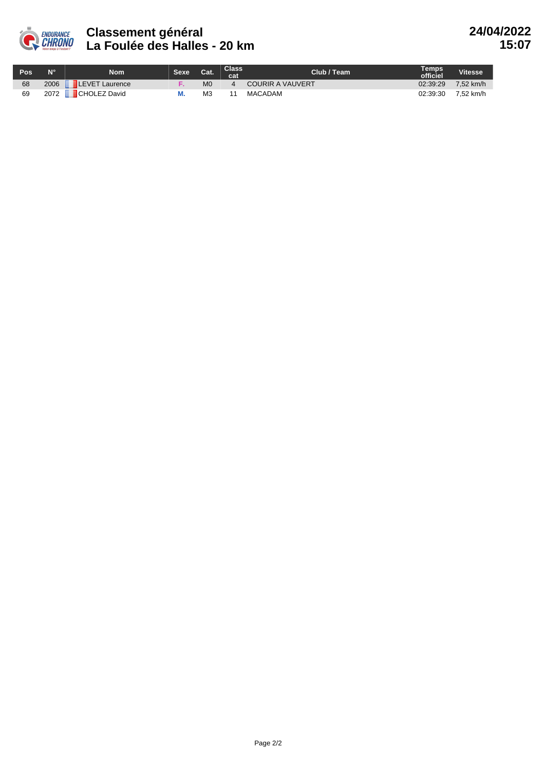# Classement général
## La Foulée des Halles - 20 km

**24/04/2022**
**15:07**

| Pos | N° | Nom | Sexe | Cat. | Class cat | Club / Team | Temps officiel | Vitesse |
|---|---|---|---|---|---|---|---|---|
| 68 | 2006 | LEVET Laurence | F. | M0 | 4 | COURIR A VAUVERT | 02:39:29 | 7,52 km/h |
| 69 | 2072 | CHOLEZ David | M. | M3 | 11 | MACADAM | 02:39:30 | 7,52 km/h |